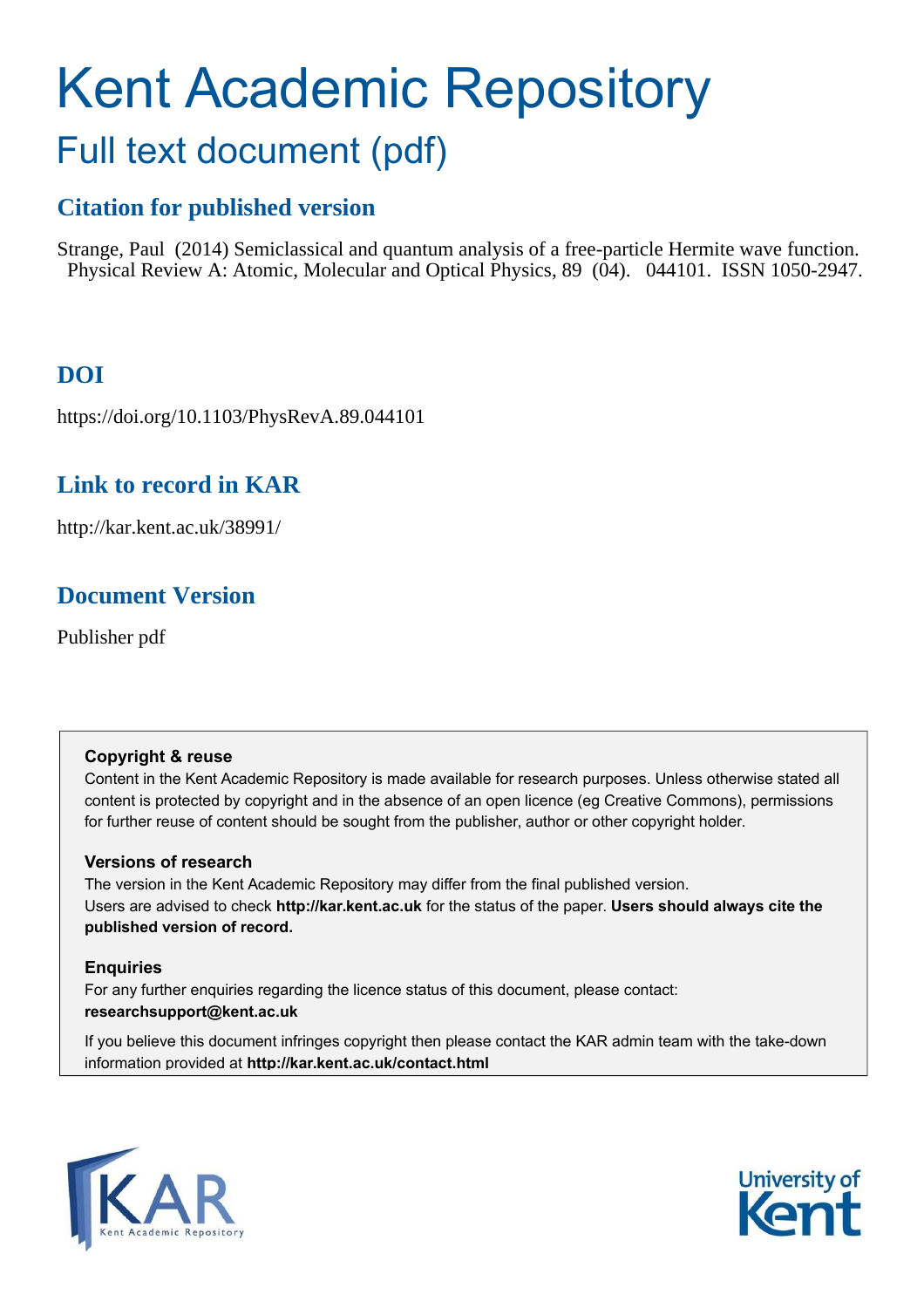# Kent Academic Repository

## Full text document (pdf)

### Citation for published version

Strange, Paul (2014) Semiclassical and quantum analysis of a free-particle Hermite wave function. Physical Review A: Atomic, Molecular and Optical Physics, 89 (04). 044101. ISSN 1050-2947.

### DOI

https://doi.org/10.1103/PhysRevA.89.044101

### Link to record in KAR

http://kar.kent.ac.uk/38991/

### Document Version

Publisher pdf

**Copyright & reuse**

Content in the Kent Academic Repository is made available for research purposes. Unless otherwise stated all content is protected by copyright and in the absence of an open licence (eg Creative Commons), permissions for further reuse of content should be sought from the publisher, author or other copyright holder.

**Versions of research**

The version in the Kent Academic Repository may differ from the final published version. Users are advised to check **http://kar.kent.ac.uk** for the status of the paper. **Users should always cite the published version of record.**

**Enquiries**

For any further enquiries regarding the licence status of this document, please contact: **researchsupport@kent.ac.uk**

If you believe this document infringes copyright then please contact the KAR admin team with the take-down information provided at **http://kar.kent.ac.uk/contact.html**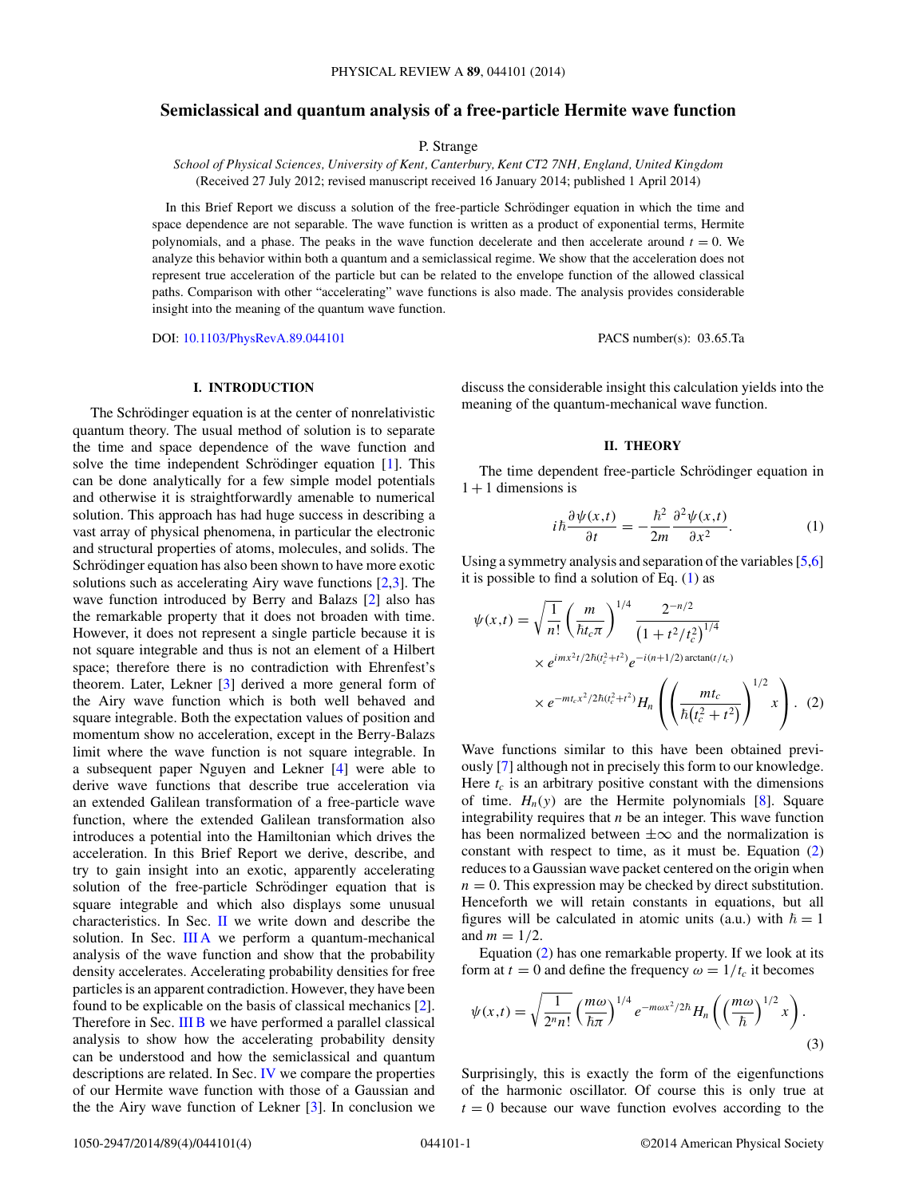# Semiclassical and quantum analysis of a free-particle Hermite wave function

P. Strange

*School of Physical Sciences, University of Kent, Canterbury, Kent CT2 7NH, England, United Kingdom*
(Received 27 July 2012; revised manuscript received 16 January 2014; published 1 April 2014)

In this Brief Report we discuss a solution of the free-particle Schrödinger equation in which the time and space dependence are not separable. The wave function is written as a product of exponential terms, Hermite polynomials, and a phase. The peaks in the wave function decelerate and then accelerate around $t = 0$. We analyze this behavior within both a quantum and a semiclassical regime. We show that the acceleration does not represent true acceleration of the particle but can be related to the envelope function of the allowed classical paths. Comparison with other "accelerating" wave functions is also made. The analysis provides considerable insight into the meaning of the quantum wave function.

DOI: 10.1103/PhysRevA.89.044101    PACS number(s): 03.65.Ta

## I. INTRODUCTION

The Schrödinger equation is at the center of nonrelativistic quantum theory. The usual method of solution is to separate the time and space dependence of the wave function and solve the time independent Schrödinger equation [1]. This can be done analytically for a few simple model potentials and otherwise it is straightforwardly amenable to numerical solution. This approach has had huge success in describing a vast array of physical phenomena, in particular the electronic and structural properties of atoms, molecules, and solids. The Schrödinger equation has also been shown to have more exotic solutions such as accelerating Airy wave functions [2,3]. The wave function introduced by Berry and Balazs [2] also has the remarkable property that it does not broaden with time. However, it does not represent a single particle because it is not square integrable and thus is not an element of a Hilbert space; therefore there is no contradiction with Ehrenfest's theorem. Later, Lekner [3] derived a more general form of the Airy wave function which is both well behaved and square integrable. Both the expectation values of position and momentum show no acceleration, except in the Berry-Balazs limit where the wave function is not square integrable. In a subsequent paper Nguyen and Lekner [4] were able to derive wave functions that describe true acceleration via an extended Galilean transformation of a free-particle wave function, where the extended Galilean transformation also introduces a potential into the Hamiltonian which drives the acceleration. In this Brief Report we derive, describe, and try to gain insight into an exotic, apparently accelerating solution of the free-particle Schrödinger equation that is square integrable and which also displays some unusual characteristics. In Sec. II we write down and describe the solution. In Sec. III A we perform a quantum-mechanical analysis of the wave function and show that the probability density accelerates. Accelerating probability densities for free particles is an apparent contradiction. However, they have been found to be explicable on the basis of classical mechanics [2]. Therefore in Sec. III B we have performed a parallel classical analysis to show how the accelerating probability density can be understood and how the semiclassical and quantum descriptions are related. In Sec. IV we compare the properties of our Hermite wave function with those of a Gaussian and the the Airy wave function of Lekner [3]. In conclusion we discuss the considerable insight this calculation yields into the meaning of the quantum-mechanical wave function.

## II. THEORY

The time dependent free-particle Schrödinger equation in $1+1$ dimensions is

$$i\hbar\frac{\partial \psi(x,t)}{\partial t} = -\frac{\hbar^2}{2m}\frac{\partial^2\psi(x,t)}{\partial x^2}. \tag{1}$$

Using a symmetry analysis and separation of the variables [5,6] it is possible to find a solution of Eq. (1) as

$$\begin{aligned}\psi(x,t) = &\sqrt{\frac{1}{n!}}\left(\frac{m}{\hbar t_c \pi}\right)^{1/4}\frac{2^{-n/2}}{\left(1+t^2/t_c^2\right)^{1/4}}\\ &\times e^{imx^2t/2\hbar(t_c^2+t^2)}e^{-i(n+1/2)\arctan(t/t_c)}\\ &\times e^{-mt_cx^2/2\hbar(t_c^2+t^2)}H_n\left(\left(\frac{mt_c}{\hbar\left(t_c^2+t^2\right)}\right)^{1/2}x\right).\end{aligned} \tag{2}$$

Wave functions similar to this have been obtained previously [7] although not in precisely this form to our knowledge. Here $t_c$ is an arbitrary positive constant with the dimensions of time. $H_n(y)$ are the Hermite polynomials [8]. Square integrability requires that $n$ be an integer. This wave function has been normalized between $\pm\infty$ and the normalization is constant with respect to time, as it must be. Equation (2) reduces to a Gaussian wave packet centered on the origin when $n = 0$. This expression may be checked by direct substitution. Henceforth we will retain constants in equations, but all figures will be calculated in atomic units (a.u.) with $\hbar = 1$ and $m = 1/2$.

Equation (2) has one remarkable property. If we look at its form at $t = 0$ and define the frequency $\omega = 1/t_c$ it becomes

$$\psi(x,t) = \sqrt{\frac{1}{2^n n!}}\left(\frac{m\omega}{\hbar\pi}\right)^{1/4}e^{-m\omega x^2/2\hbar}H_n\left(\left(\frac{m\omega}{\hbar}\right)^{1/2}x\right). \tag{3}$$

Surprisingly, this is exactly the form of the eigenfunctions of the harmonic oscillator. Of course this is only true at $t = 0$ because our wave function evolves according to the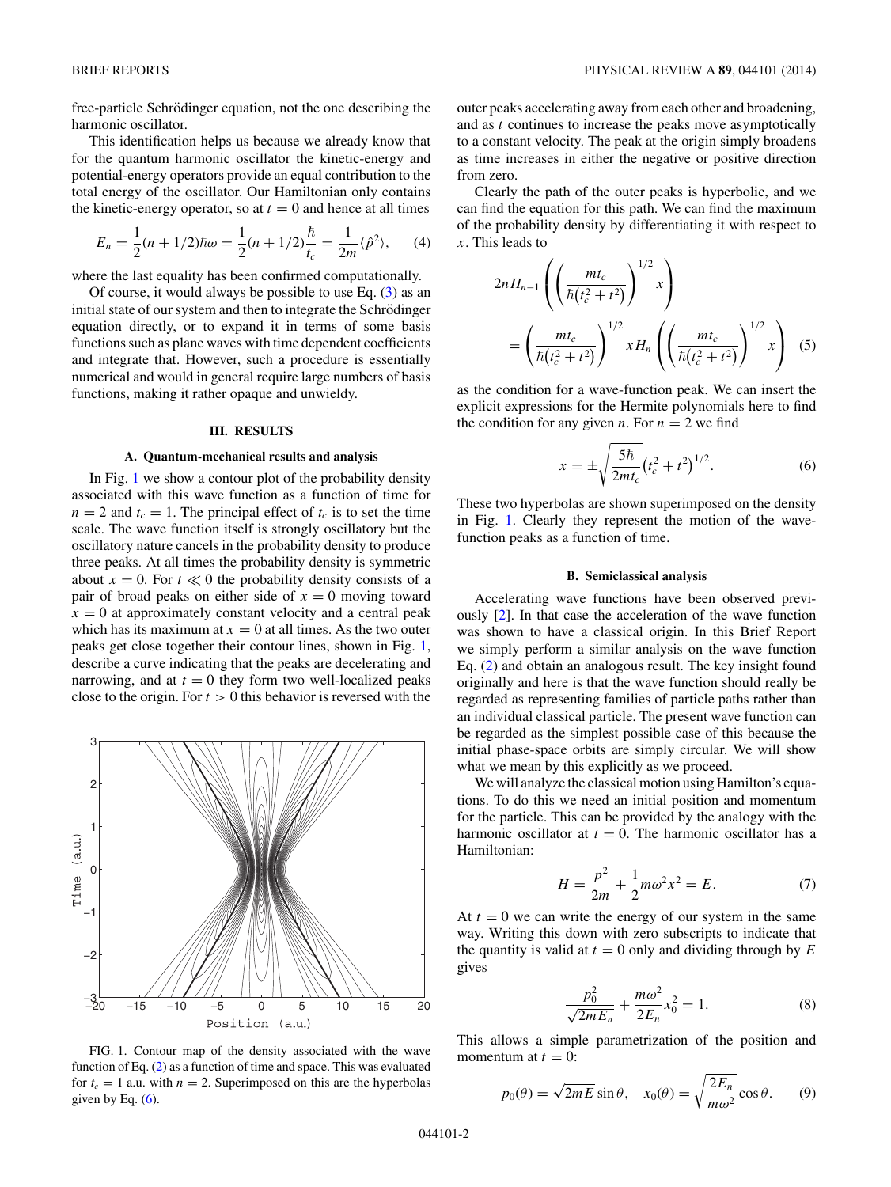free-particle Schrödinger equation, not the one describing the harmonic oscillator.

This identification helps us because we already know that for the quantum harmonic oscillator the kinetic-energy and potential-energy operators provide an equal contribution to the total energy of the oscillator. Our Hamiltonian only contains the kinetic-energy operator, so at $t = 0$ and hence at all times

$$E_n = \frac{1}{2}(n + 1/2)\hbar\omega = \frac{1}{2}(n + 1/2)\frac{\hbar}{t_c} = \frac{1}{2m}\langle \hat{p}^2 \rangle, \tag{4}$$

where the last equality has been confirmed computationally.

Of course, it would always be possible to use Eq. (3) as an initial state of our system and then to integrate the Schrödinger equation directly, or to expand it in terms of some basis functions such as plane waves with time dependent coefficients and integrate that. However, such a procedure is essentially numerical and would in general require large numbers of basis functions, making it rather opaque and unwieldy.

## III. RESULTS

### A. Quantum-mechanical results and analysis

In Fig. 1 we show a contour plot of the probability density associated with this wave function as a function of time for $n = 2$ and $t_c = 1$. The principal effect of $t_c$ is to set the time scale. The wave function itself is strongly oscillatory but the oscillatory nature cancels in the probability density to produce three peaks. At all times the probability density is symmetric about $x = 0$. For $t \ll 0$ the probability density consists of a pair of broad peaks on either side of $x = 0$ moving toward $x = 0$ at approximately constant velocity and a central peak which has its maximum at $x = 0$ at all times. As the two outer peaks get close together their contour lines, shown in Fig. 1, describe a curve indicating that the peaks are decelerating and narrowing, and at $t = 0$ they form two well-localized peaks close to the origin. For $t > 0$ this behavior is reversed with the outer peaks accelerating away from each other and broadening, and as $t$ continues to increase the peaks move asymptotically to a constant velocity. The peak at the origin simply broadens as time increases in either the negative or positive direction from zero.

FIG. 1. Contour map of the density associated with the wave function of Eq. (2) as a function of time and space. This was evaluated for $t_c = 1$ a.u. with $n = 2$. Superimposed on this are the hyperbolas given by Eq. (6).

Clearly the path of the outer peaks is hyperbolic, and we can find the equation for this path. We can find the maximum of the probability density by differentiating it with respect to $x$. This leads to

$$2nH_{n-1}\left(\left(\frac{mt_c}{\hbar(t_c^2+t^2)}\right)^{1/2} x\right) = \left(\frac{mt_c}{\hbar(t_c^2+t^2)}\right)^{1/2} x H_n\left(\left(\frac{mt_c}{\hbar(t_c^2+t^2)}\right)^{1/2} x\right) \tag{5}$$

as the condition for a wave-function peak. We can insert the explicit expressions for the Hermite polynomials here to find the condition for any given $n$. For $n = 2$ we find

$$x = \pm\sqrt{\frac{5\hbar}{2mt_c}}\left(t_c^2 + t^2\right)^{1/2}. \tag{6}$$

These two hyperbolas are shown superimposed on the density in Fig. 1. Clearly they represent the motion of the wave-function peaks as a function of time.

### B. Semiclassical analysis

Accelerating wave functions have been observed previously [2]. In that case the acceleration of the wave function was shown to have a classical origin. In this Brief Report we simply perform a similar analysis on the wave function Eq. (2) and obtain an analogous result. The key insight found originally and here is that the wave function should really be regarded as representing families of particle paths rather than an individual classical particle. The present wave function can be regarded as the simplest possible case of this because the initial phase-space orbits are simply circular. We will show what we mean by this explicitly as we proceed.

We will analyze the classical motion using Hamilton's equations. To do this we need an initial position and momentum for the particle. This can be provided by the analogy with the harmonic oscillator at $t = 0$. The harmonic oscillator has a Hamiltonian:

$$H = \frac{p^2}{2m} + \frac{1}{2}m\omega^2 x^2 = E. \tag{7}$$

At $t = 0$ we can write the energy of our system in the same way. Writing this down with zero subscripts to indicate that the quantity is valid at $t = 0$ only and dividing through by $E$ gives

$$\frac{p_0^2}{\sqrt{2mE_n}} + \frac{m\omega^2}{2E_n}x_0^2 = 1. \tag{8}$$

This allows a simple parametrization of the position and momentum at $t = 0$:

$$p_0(\theta) = \sqrt{2mE}\sin\theta, \quad x_0(\theta) = \sqrt{\frac{2E_n}{m\omega^2}}\cos\theta. \tag{9}$$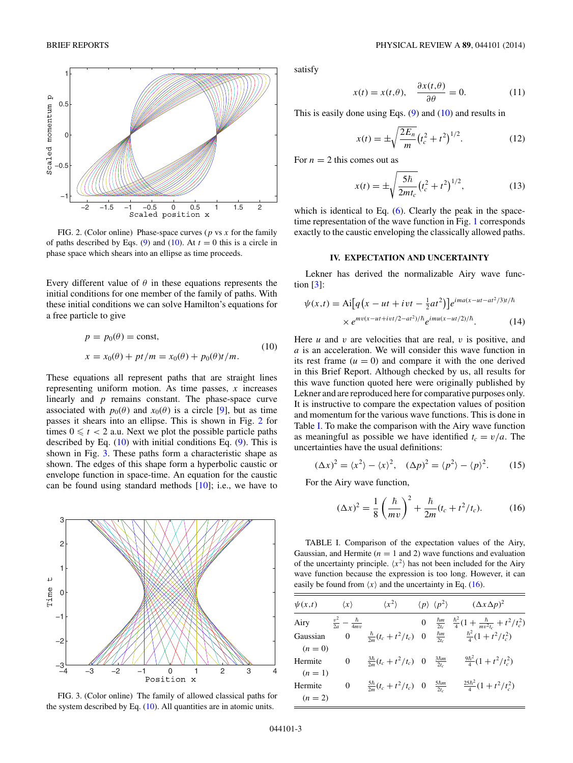FIG. 2. (Color online) Phase-space curves ($p$ vs $x$ for the family of paths described by Eqs. (9) and (10). At $t = 0$ this is a circle in phase space which shears into an ellipse as time proceeds.

Every different value of $\theta$ in these equations represents the initial conditions for one member of the family of paths. With these initial conditions we can solve Hamilton's equations for a free particle to give

$$
\begin{aligned}
p &= p_0(\theta) = \text{const}, \\
x &= x_0(\theta) + pt/m = x_0(\theta) + p_0(\theta)t/m.
\end{aligned} \tag{10}
$$

These equations all represent paths that are straight lines representing uniform motion. As time passes, $x$ increases linearly and $p$ remains constant. The phase-space curve associated with $p_0(\theta)$ and $x_0(\theta)$ is a circle [9], but as time passes it shears into an ellipse. This is shown in Fig. 2 for times $0 \leqslant t < 2$ a.u. Next we plot the possible particle paths described by Eq. (10) with initial conditions Eq. (9). This is shown in Fig. 3. These paths form a characteristic shape as shown. The edges of this shape form a hyperbolic caustic or envelope function in space-time. An equation for the caustic can be found using standard methods [10]; i.e., we have to satisfy

$$
x(t) = x(t,\theta), \quad \frac{\partial x(t,\theta)}{\partial \theta} = 0. \tag{11}
$$

This is easily done using Eqs. (9) and (10) and results in

$$
x(t) = \pm\sqrt{\frac{2E_n}{m}}\left(t_c^2 + t^2\right)^{1/2}. \tag{12}
$$

For $n = 2$ this comes out as

$$
x(t) = \pm\sqrt{\frac{5\hbar}{2mt_c}}\left(t_c^2 + t^2\right)^{1/2}, \tag{13}
$$

which is identical to Eq. (6). Clearly the peak in the space-time representation of the wave function in Fig. 1 corresponds exactly to the caustic enveloping the classically allowed paths.

FIG. 3. (Color online) The family of allowed classical paths for the system described by Eq. (10). All quantities are in atomic units.

## IV. EXPECTATION AND UNCERTAINTY

Lekner has derived the normalizable Airy wave function [3]:

$$
\begin{aligned}
\psi(x,t) = \text{Ai}\left[q\left(x - ut + ivt - \tfrac{1}{2}at^2\right)\right] e^{ima(x-ut-at^2/3)t/\hbar} \\
\times e^{mv(x-ut+ivt/2-at^2)/\hbar} e^{imu(x-ut/2)/\hbar}.
\end{aligned} \tag{14}
$$

Here $u$ and $v$ are velocities that are real, $v$ is positive, and $a$ is an acceleration. We will consider this wave function in its rest frame ($u = 0$) and compare it with the one derived in this Brief Report. Although checked by us, all results for this wave function quoted here were originally published by Lekner and are reproduced here for comparative purposes only. It is instructive to compare the expectation values of position and momentum for the various wave functions. This is done in Table I. To make the comparison with the Airy wave function as meaningful as possible we have identified $t_c = v/a$. The uncertainties have the usual definitions:

$$
(\Delta x)^2 = \langle x^2\rangle - \langle x\rangle^2, \quad (\Delta p)^2 = \langle p^2\rangle - \langle p\rangle^2. \tag{15}
$$

For the Airy wave function,

$$
(\Delta x)^2 = \frac{1}{8}\left(\frac{\hbar}{mv}\right)^2 + \frac{\hbar}{2m}(t_c + t^2/t_c). \tag{16}
$$

TABLE I. Comparison of the expectation values of the Airy, Gaussian, and Hermite ($n = 1$ and 2) wave functions and evaluation of the uncertainty principle. $\langle x^2\rangle$ has not been included for the Airy wave function because the expression is too long. However, it can easily be found from $\langle x\rangle$ and the uncertainty in Eq. (16).

| $\psi(x,t)$ | $\langle x\rangle$ | $\langle x^2\rangle$ | $\langle p\rangle$ | $\langle p^2\rangle$ | $(\Delta x\Delta p)^2$ |
|---|---|---|---|---|---|
| Airy | $\frac{v^2}{2a} - \frac{\hbar}{4mv}$ | | 0 | $\frac{\hbar m}{2t_c}$ | $\frac{\hbar^2}{4}(1 + \frac{\hbar}{mv^2t_c} + t^2/t_c^2)$ |
| Gaussian ($n = 0$) | 0 | $\frac{\hbar}{2m}(t_c + t^2/t_c)$ | 0 | $\frac{\hbar m}{2t_c}$ | $\frac{\hbar^2}{4}(1 + t^2/t_c^2)$ |
| Hermite ($n = 1$) | 0 | $\frac{3\hbar}{2m}(t_c + t^2/t_c)$ | 0 | $\frac{3\hbar m}{2t_c}$ | $\frac{9\hbar^2}{4}(1 + t^2/t_c^2)$ |
| Hermite ($n = 2$) | 0 | $\frac{5\hbar}{2m}(t_c + t^2/t_c)$ | 0 | $\frac{5\hbar m}{2t_c}$ | $\frac{25\hbar^2}{4}(1 + t^2/t_c^2)$ |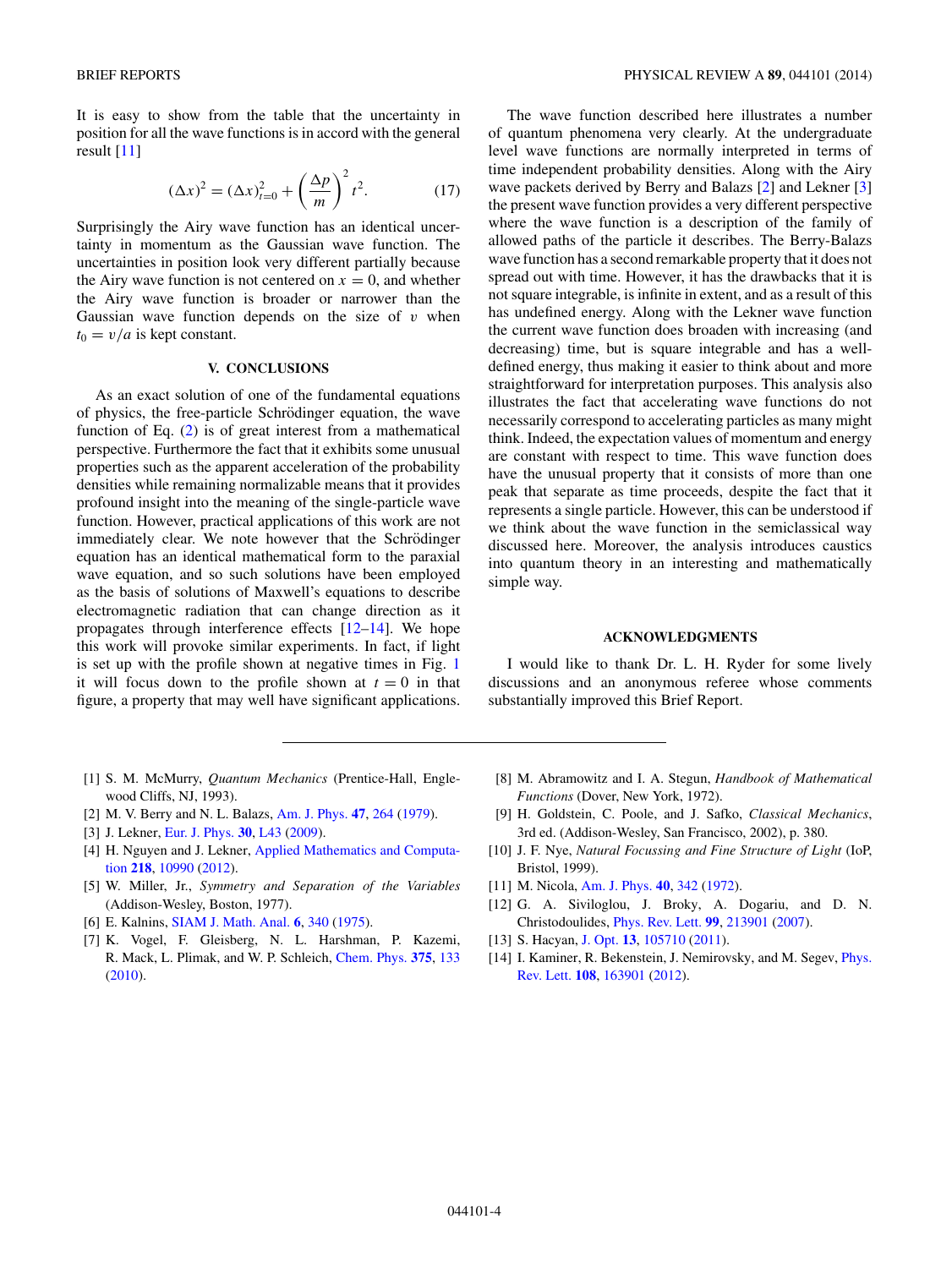It is easy to show from the table that the uncertainty in position for all the wave functions is in accord with the general result [11]

$$(\Delta x)^2 = (\Delta x)^2_{t=0} + \left(\frac{\Delta p}{m}\right)^2 t^2. \tag{17}$$

Surprisingly the Airy wave function has an identical uncertainty in momentum as the Gaussian wave function. The uncertainties in position look very different partially because the Airy wave function is not centered on $x = 0$, and whether the Airy wave function is broader or narrower than the Gaussian wave function depends on the size of $v$ when $t_0 = v/a$ is kept constant.

## V. CONCLUSIONS

As an exact solution of one of the fundamental equations of physics, the free-particle Schrödinger equation, the wave function of Eq. (2) is of great interest from a mathematical perspective. Furthermore the fact that it exhibits some unusual properties such as the apparent acceleration of the probability densities while remaining normalizable means that it provides profound insight into the meaning of the single-particle wave function. However, practical applications of this work are not immediately clear. We note however that the Schrödinger equation has an identical mathematical form to the paraxial wave equation, and so such solutions have been employed as the basis of solutions of Maxwell's equations to describe electromagnetic radiation that can change direction as it propagates through interference effects [12–14]. We hope this work will provoke similar experiments. In fact, if light is set up with the profile shown at negative times in Fig. 1 it will focus down to the profile shown at $t = 0$ in that figure, a property that may well have significant applications.

The wave function described here illustrates a number of quantum phenomena very clearly. At the undergraduate level wave functions are normally interpreted in terms of time independent probability densities. Along with the Airy wave packets derived by Berry and Balazs [2] and Lekner [3] the present wave function provides a very different perspective where the wave function is a description of the family of allowed paths of the particle it describes. The Berry-Balazs wave function has a second remarkable property that it does not spread out with time. However, it has the drawbacks that it is not square integrable, is infinite in extent, and as a result of this has undefined energy. Along with the Lekner wave function the current wave function does broaden with increasing (and decreasing) time, but is square integrable and has a well-defined energy, thus making it easier to think about and more straightforward for interpretation purposes. This analysis also illustrates the fact that accelerating wave functions do not necessarily correspond to accelerating particles as many might think. Indeed, the expectation values of momentum and energy are constant with respect to time. This wave function does have the unusual property that it consists of more than one peak that separate as time proceeds, despite the fact that it represents a single particle. However, this can be understood if we think about the wave function in the semiclassical way discussed here. Moreover, the analysis introduces caustics into quantum theory in an interesting and mathematically simple way.

## ACKNOWLEDGMENTS

I would like to thank Dr. L. H. Ryder for some lively discussions and an anonymous referee whose comments substantially improved this Brief Report.

---

[1] S. M. McMurry, *Quantum Mechanics* (Prentice-Hall, Englewood Cliffs, NJ, 1993).

[2] M. V. Berry and N. L. Balazs, Am. J. Phys. **47**, 264 (1979).

[3] J. Lekner, Eur. J. Phys. **30**, L43 (2009).

[4] H. Nguyen and J. Lekner, Applied Mathematics and Computation **218**, 10990 (2012).

[5] W. Miller, Jr., *Symmetry and Separation of the Variables* (Addison-Wesley, Boston, 1977).

[6] E. Kalnins, SIAM J. Math. Anal. **6**, 340 (1975).

[7] K. Vogel, F. Gleisberg, N. L. Harshman, P. Kazemi, R. Mack, L. Plimak, and W. P. Schleich, Chem. Phys. **375**, 133 (2010).

[8] M. Abramowitz and I. A. Stegun, *Handbook of Mathematical Functions* (Dover, New York, 1972).

[9] H. Goldstein, C. Poole, and J. Safko, *Classical Mechanics*, 3rd ed. (Addison-Wesley, San Francisco, 2002), p. 380.

[10] J. F. Nye, *Natural Focussing and Fine Structure of Light* (IoP, Bristol, 1999).

[11] M. Nicola, Am. J. Phys. **40**, 342 (1972).

[12] G. A. Siviloglou, J. Broky, A. Dogariu, and D. N. Christodoulides, Phys. Rev. Lett. **99**, 213901 (2007).

[13] S. Hacyan, J. Opt. **13**, 105710 (2011).

[14] I. Kaminer, R. Bekenstein, J. Nemirovsky, and M. Segev, Phys. Rev. Lett. **108**, 163901 (2012).